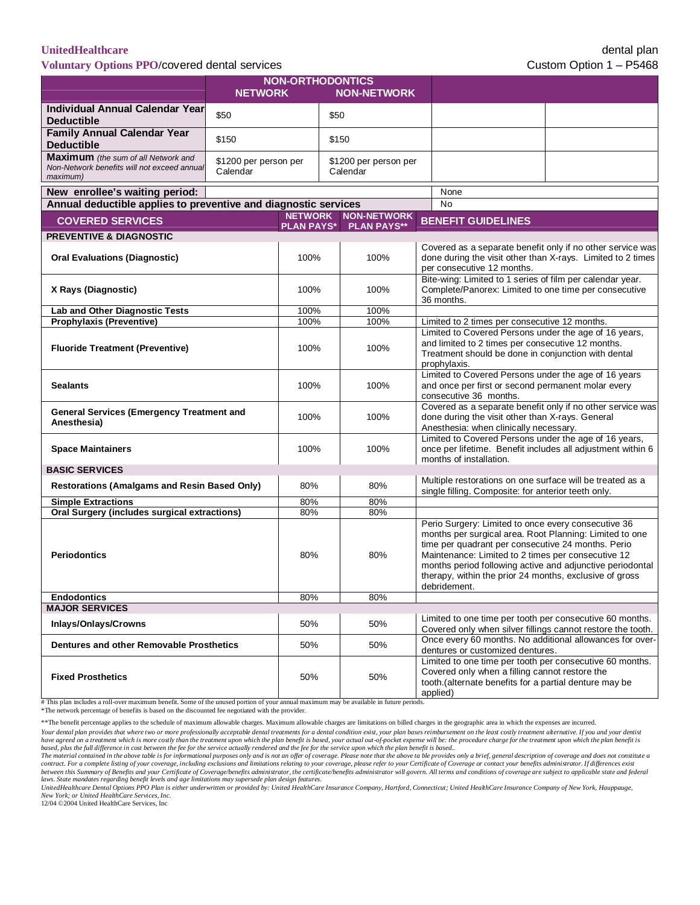**UnitedHealthcare** dental plan

**Voluntary Options PPO**/covered dental services Custom Option 1 – P5468

| | NON-ORTHODONTICS | | | |
|---|---|---|---|---|
| | NETWORK | NON-NETWORK | | |
| **Individual Annual Calendar Year Deductible** | $50 | $50 | | |
| **Family Annual Calendar Year Deductible** | $150 | $150 | | |
| **Maximum** *(the sum of all Network and Non-Network benefits will not exceed annual maximum)* | $1200 per person per Calendar | $1200 per person per Calendar | | |

| | |
|---|---|
| **New enrollee's waiting period:** | None |
| **Annual deductible applies to preventive and diagnostic services** | No |

| COVERED SERVICES | NETWORK PLAN PAYS* | NON-NETWORK PLAN PAYS** | BENEFIT GUIDELINES |
|---|---|---|---|
| **PREVENTIVE & DIAGNOSTIC** | | | |
| **Oral Evaluations (Diagnostic)** | 100% | 100% | Covered as a separate benefit only if no other service was done during the visit other than X-rays. Limited to 2 times per consecutive 12 months. |
| **X Rays (Diagnostic)** | 100% | 100% | Bite-wing: Limited to 1 series of film per calendar year. Complete/Panorex: Limited to one time per consecutive 36 months. |
| **Lab and Other Diagnostic Tests** | 100% | 100% | |
| **Prophylaxis (Preventive)** | 100% | 100% | Limited to 2 times per consecutive 12 months. |
| **Fluoride Treatment (Preventive)** | 100% | 100% | Limited to Covered Persons under the age of 16 years, and limited to 2 times per consecutive 12 months. Treatment should be done in conjunction with dental prophylaxis. |
| **Sealants** | 100% | 100% | Limited to Covered Persons under the age of 16 years and once per first or second permanent molar every consecutive 36 months. |
| **General Services (Emergency Treatment and Anesthesia)** | 100% | 100% | Covered as a separate benefit only if no other service was done during the visit other than X-rays. General Anesthesia: when clinically necessary. |
| **Space Maintainers** | 100% | 100% | Limited to Covered Persons under the age of 16 years, once per lifetime. Benefit includes all adjustment within 6 months of installation. |
| **BASIC SERVICES** | | | |
| **Restorations (Amalgams and Resin Based Only)** | 80% | 80% | Multiple restorations on one surface will be treated as a single filling. Composite: for anterior teeth only. |
| **Simple Extractions** | 80% | 80% | |
| **Oral Surgery (includes surgical extractions)** | 80% | 80% | |
| **Periodontics** | 80% | 80% | Perio Surgery: Limited to once every consecutive 36 months per surgical area. Root Planning: Limited to one time per quadrant per consecutive 24 months. Perio Maintenance: Limited to 2 times per consecutive 12 months period following active and adjunctive periodontal therapy, within the prior 24 months, exclusive of gross debridement. |
| **Endodontics** | 80% | 80% | |
| **MAJOR SERVICES** | | | |
| **Inlays/Onlays/Crowns** | 50% | 50% | Limited to one time per tooth per consecutive 60 months. Covered only when silver fillings cannot restore the tooth. |
| **Dentures and other Removable Prosthetics** | 50% | 50% | Once every 60 months. No additional allowances for over-dentures or customized dentures. |
| **Fixed Prosthetics** | 50% | 50% | Limited to one time per tooth per consecutive 60 months. Covered only when a filling cannot restore the tooth.(alternate benefits for a partial denture may be applied) |

# This plan includes a roll-over maximum benefit. Some of the unused portion of your annual maximum may be available in future periods.
*The network percentage of benefits is based on the discounted fee negotiated with the provider.

**The benefit percentage applies to the schedule of maximum allowable charges. Maximum allowable charges are limitations on billed charges in the geographic area in which the expenses are incurred.

*Your dental plan provides that where two or more professionally acceptable dental treatments for a dental condition exist, your plan bases reimbursement on the least costly treatment alternative. If you and your dentist have agreed on a treatment which is more costly than the treatment upon which the plan benefit is based, your actual out-of-pocket expense will be: the procedure charge for the treatment upon which the plan benefit is based, plus the full difference in cost between the fee for the service actually rendered and the fee for the service upon which the plan benefit is based..*
*The material contained in the above table is for informational purposes only and is not an offer of coverage. Please note that the above ta ble provides only a brief, general description of coverage and does not constitute a contract. For a complete listing of your coverage, including exclusions and limitations relating to your coverage, please refer to your Certificate of Coverage or contact your benefits administrator. If differences exist between this Summary of Benefits and your Certificate of Coverage/benefits administrator, the certificate/benefits administrator will govern. All terms and conditions of coverage are subject to applicable state and federal laws. State mandates regarding benefit levels and age limitations may supersede plan design features.*
*UnitedHealthcare Dental Options PPO Plan is either underwritten or provided by: United HealthCare Insurance Company, Hartford, Connecticut; United HealthCare Insurance Company of New York, Hauppauge, New York; or United HealthCare Services, Inc.*
12/04 ©2004 United HealthCare Services, Inc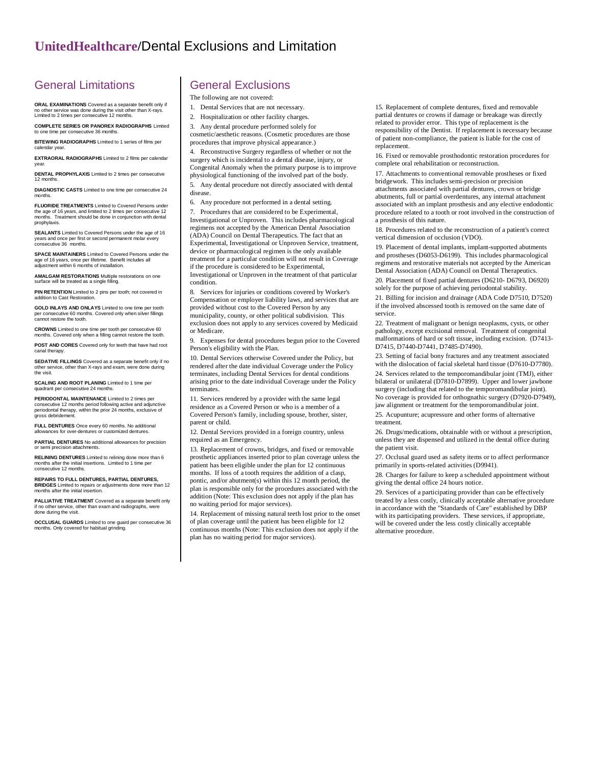# **UnitedHealthcare**/Dental Exclusions and Limitation

## General Limitations

**ORAL EXAMINATIONS** Covered as a separate benefit only if no other service was done during the visit other than X-rays. Limited to 2 times per consecutive 12 months.

**COMPLETE SERIES OR PANOREX RADIOGRAPHS** Limited to one time per consecutive 36 months.

**BITEWING RADIOGRAPHS** Limited to 1 series of films per calendar year.

**EXTRAORAL RADIOGRAPHS** Limited to 2 films per calendar year.

**DENTAL PROPHYLAXIS** Limited to 2 times per consecutive 12 months.

**DIAGNOSTIC CASTS** Limited to one time per consecutive 24 months.

**FLUORIDE TREATMENTS** Limited to Covered Persons under the age of 16 years, and limited to 2 times per consecutive 12 months. Treatment should be done in conjunction with dental prophylaxis.

**SEALANTS** Limited to Covered Persons under the age of 16 years and once per first or second permanent molar every consecutive 36 months.

**SPACE MAINTAINERS** Limited to Covered Persons under the age of 16 years, once per lifetime. Benefit includes all adjustment within 6 months of installation.

**AMALGAM RESTORATIONS** Multiple restorations on one surface will be treated as a single filling.

**PIN RETENTION** Limited to 2 pins per tooth; not covered in addition to Cast Restoration.

**GOLD INLAYS AND ONLAYS** Limited to one time per tooth per consecutive 60 months. Covered only when silver fillings cannot restore the tooth.

**CROWNS** Limited to one time per tooth per consecutive 60 months. Covered only when a filling cannot restore the tooth.

**POST AND CORES** Covered only for teeth that have had root canal therapy.

**SEDATIVE FILLINGS** Covered as a separate benefit only if no other service, other than X-rays and exam, were done during the visit.

**SCALING AND ROOT PLANING** Limited to 1 time per quadrant per consecutive 24 months.

**PERIODONTAL MAINTENANCE** Limited to 2 times per consecutive 12 months period following active and adjunctive periodontal therapy, within the prior 24 months, exclusive of gross debridement.

**FULL DENTURES** Once every 60 months. No additional allowances for over-dentures or customized dentures.

**PARTIAL DENTURES** No additional allowances for precision or semi precision attachments.

**RELINING DENTURES** Limited to relining done more than 6 months after the initial insertions. Limited to 1 time per consecutive 12 months.

**REPAIRS TO FULL DENTURES, PARTIAL DENTURES, BRIDGES** Limited to repairs or adjustments done more than 12 months after the initial insertion.

**PALLIATIVE TREATMENT** Covered as a separate benefit only if no other service, other than exam and radiographs, were done during the visit.

**OCCLUSAL GUARDS** Limited to one guard per consecutive 36 months. Only covered for habitual grinding.

## General Exclusions

The following are not covered:

1. Dental Services that are not necessary.
2. Hospitalization or other facility charges.
3. Any dental procedure performed solely for cosmetic/aesthetic reasons. (Cosmetic procedures are those procedures that improve physical appearance.)
4. Reconstructive Surgery regardless of whether or not the surgery which is incidental to a dental disease, injury, or Congenital Anomaly when the primary purpose is to improve physiological functioning of the involved part of the body.
5. Any dental procedure not directly associated with dental disease.
6. Any procedure not performed in a dental setting.
7. Procedures that are considered to be Experimental, Investigational or Unproven. This includes pharmacological regimens not accepted by the American Dental Association (ADA) Council on Dental Therapeutics. The fact that an Experimental, Investigational or Unproven Service, treatment, device or pharmacological regimen is the only available treatment for a particular condition will not result in Coverage if the procedure is considered to be Experimental, Investigational or Unproven in the treatment of that particular condition.
8. Services for injuries or conditions covered by Worker's Compensation or employer liability laws, and services that are provided without cost to the Covered Person by any municipality, county, or other political subdivision. This exclusion does not apply to any services covered by Medicaid or Medicare.
9. Expenses for dental procedures begun prior to the Covered Person's eligibility with the Plan.
10. Dental Services otherwise Covered under the Policy, but rendered after the date individual Coverage under the Policy terminates, including Dental Services for dental conditions arising prior to the date individual Coverage under the Policy terminates.
11. Services rendered by a provider with the same legal residence as a Covered Person or who is a member of a Covered Person's family, including spouse, brother, sister, parent or child.
12. Dental Services provided in a foreign country, unless required as an Emergency.
13. Replacement of crowns, bridges, and fixed or removable prosthetic appliances inserted prior to plan coverage unless the patient has been eligible under the plan for 12 continuous months. If loss of a tooth requires the addition of a clasp, pontic, and/or abutment(s) within this 12 month period, the plan is responsible only for the procedures associated with the addition (Note: This exclusion does not apply if the plan has no waiting period for major services).
14. Replacement of missing natural teeth lost prior to the onset of plan coverage until the patient has been eligible for 12 continuous months (Note: This exclusion does not apply if the plan has no waiting period for major services).
15. Replacement of complete dentures, fixed and removable partial dentures or crowns if damage or breakage was directly related to provider error. This type of replacement is the responsibility of the Dentist. If replacement is necessary because of patient non-compliance, the patient is liable for the cost of replacement.
16. Fixed or removable prosthodontic restoration procedures for complete oral rehabilitation or reconstruction.
17. Attachments to conventional removable prostheses or fixed bridgework. This includes semi-precision or precision attachments associated with partial dentures, crown or bridge abutments, full or partial overdentures, any internal attachment associated with an implant prosthesis and any elective endodontic procedure related to a tooth or root involved in the construction of a prosthesis of this nature.
18. Procedures related to the reconstruction of a patient's correct vertical dimension of occlusion (VDO).
19. Placement of dental implants, implant-supported abutments and prostheses (D6053-D6199). This includes pharmacological regimens and restorative materials not accepted by the American Dental Association (ADA) Council on Dental Therapeutics.
20. Placement of fixed partial dentures (D6210- D6793, D6920) solely for the purpose of achieving periodontal stability.
21. Billing for incision and drainage (ADA Code D7510, D7520) if the involved abscessed tooth is removed on the same date of service.
22. Treatment of malignant or benign neoplasms, cysts, or other pathology, except excisional removal. Treatment of congenital malformations of hard or soft tissue, including excision. (D7413-D7415, D7440-D7441, D7485-D7490).
23. Setting of facial bony fractures and any treatment associated with the dislocation of facial skeletal hard tissue (D7610-D7780).
24. Services related to the temporomandibular joint (TMJ), either bilateral or unilateral (D7810-D7899). Upper and lower jawbone surgery (including that related to the temporomandibular joint). No coverage is provided for orthognathic surgery (D7920-D7949), jaw alignment or treatment for the temporomandibular joint.
25. Acupunture; acupressure and other forms of alternative treatment.
26. Drugs/medications, obtainable with or without a prescription, unless they are dispensed and utilized in the dental office during the patient visit.
27. Occlusal guard used as safety items or to affect performance primarily in sports-related activities (D9941).
28. Charges for failure to keep a scheduled appointment without giving the dental office 24 hours notice.
29. Services of a participating provider than can be effectively treated by a less costly, clinically acceptable alternative procedure in accordance with the "Standards of Care" established by DBP with its participating providers. These services, if appropriate, will be covered under the less costly clinically acceptable alternative procedure.